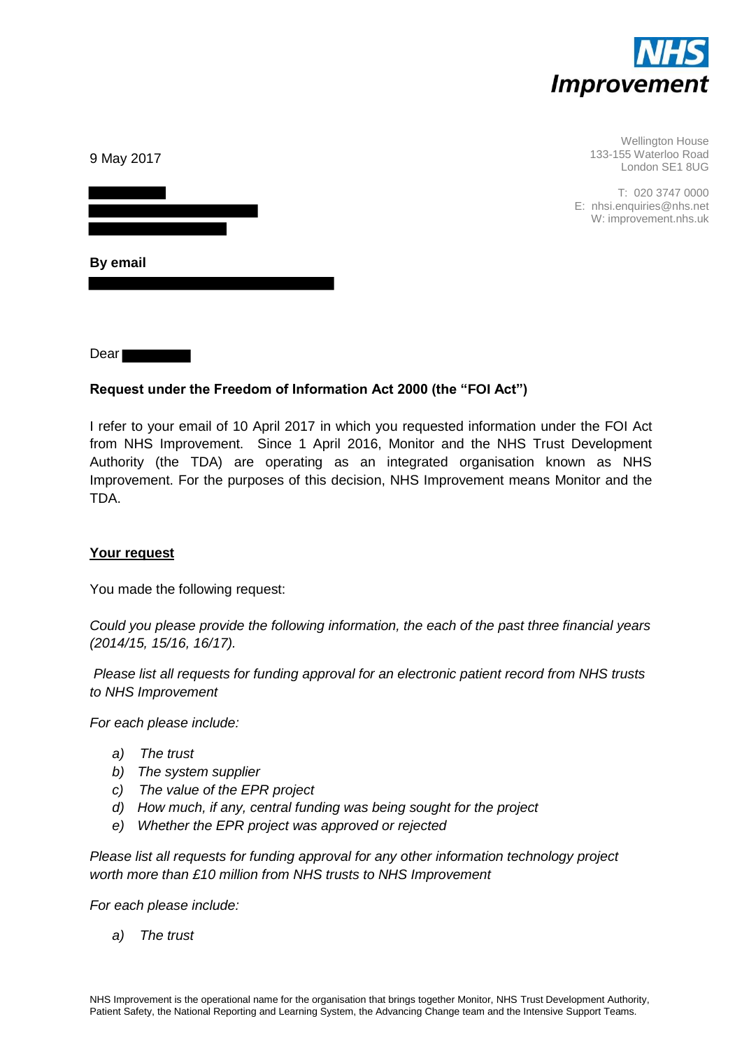**NHS Improvement**

Wellington House
133-155 Waterloo Road
London SE1 8UG

T: 020 3747 0000
E: nhsi.enquiries@nhs.net
W: improvement.nhs.uk

9 May 2017

**By email**

Dear

**Request under the Freedom of Information Act 2000 (the "FOI Act")**

I refer to your email of 10 April 2017 in which you requested information under the FOI Act from NHS Improvement. Since 1 April 2016, Monitor and the NHS Trust Development Authority (the TDA) are operating as an integrated organisation known as NHS Improvement. For the purposes of this decision, NHS Improvement means Monitor and the TDA.

**<u>Your request</u>**

You made the following request:

*Could you please provide the following information, the each of the past three financial years (2014/15, 15/16, 16/17).*

*Please list all requests for funding approval for an electronic patient record from NHS trusts to NHS Improvement*

*For each please include:*

- *a) The trust*
- *b) The system supplier*
- *c) The value of the EPR project*
- *d) How much, if any, central funding was being sought for the project*
- *e) Whether the EPR project was approved or rejected*

*Please list all requests for funding approval for any other information technology project worth more than £10 million from NHS trusts to NHS Improvement*

*For each please include:*

- *a) The trust*

NHS Improvement is the operational name for the organisation that brings together Monitor, NHS Trust Development Authority, Patient Safety, the National Reporting and Learning System, the Advancing Change team and the Intensive Support Teams.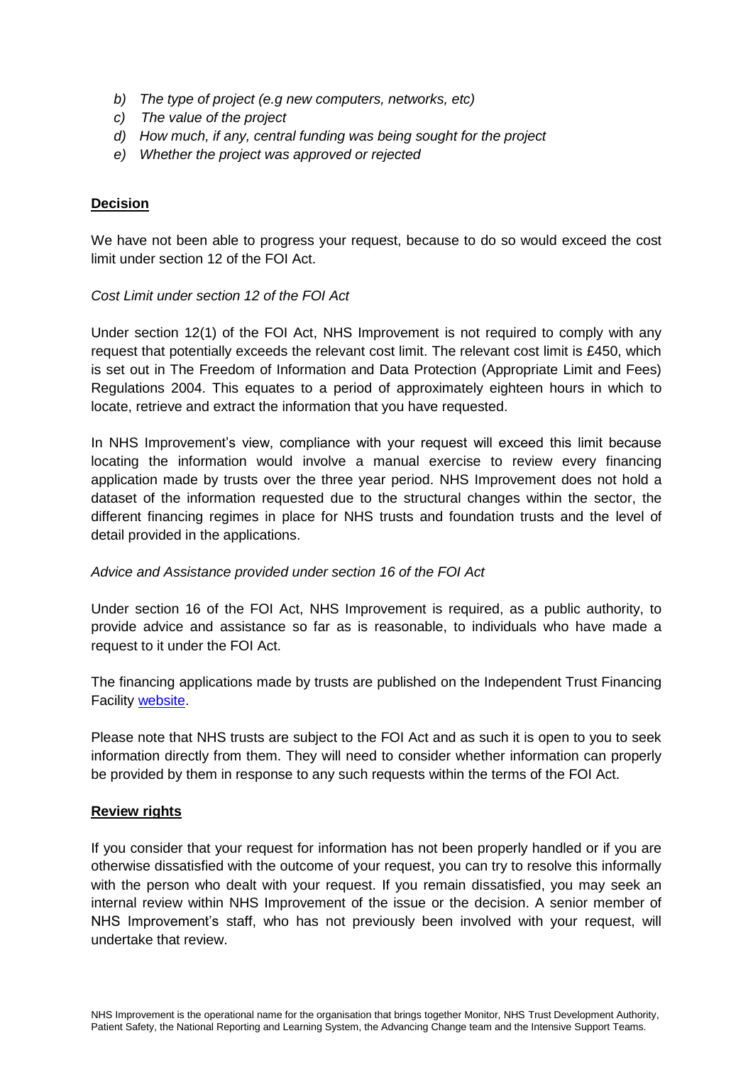*b) The type of project (e.g new computers, networks, etc)*

*c) The value of the project*

*d) How much, if any, central funding was being sought for the project*

*e) Whether the project was approved or rejected*

**Decision**

We have not been able to progress your request, because to do so would exceed the cost limit under section 12 of the FOI Act.

*Cost Limit under section 12 of the FOI Act*

Under section 12(1) of the FOI Act, NHS Improvement is not required to comply with any request that potentially exceeds the relevant cost limit. The relevant cost limit is £450, which is set out in The Freedom of Information and Data Protection (Appropriate Limit and Fees) Regulations 2004. This equates to a period of approximately eighteen hours in which to locate, retrieve and extract the information that you have requested.

In NHS Improvement's view, compliance with your request will exceed this limit because locating the information would involve a manual exercise to review every financing application made by trusts over the three year period. NHS Improvement does not hold a dataset of the information requested due to the structural changes within the sector, the different financing regimes in place for NHS trusts and foundation trusts and the level of detail provided in the applications.

*Advice and Assistance provided under section 16 of the FOI Act*

Under section 16 of the FOI Act, NHS Improvement is required, as a public authority, to provide advice and assistance so far as is reasonable, to individuals who have made a request to it under the FOI Act.

The financing applications made by trusts are published on the Independent Trust Financing Facility website.

Please note that NHS trusts are subject to the FOI Act and as such it is open to you to seek information directly from them. They will need to consider whether information can properly be provided by them in response to any such requests within the terms of the FOI Act.

**Review rights**

If you consider that your request for information has not been properly handled or if you are otherwise dissatisfied with the outcome of your request, you can try to resolve this informally with the person who dealt with your request. If you remain dissatisfied, you may seek an internal review within NHS Improvement of the issue or the decision. A senior member of NHS Improvement's staff, who has not previously been involved with your request, will undertake that review.

NHS Improvement is the operational name for the organisation that brings together Monitor, NHS Trust Development Authority, Patient Safety, the National Reporting and Learning System, the Advancing Change team and the Intensive Support Teams.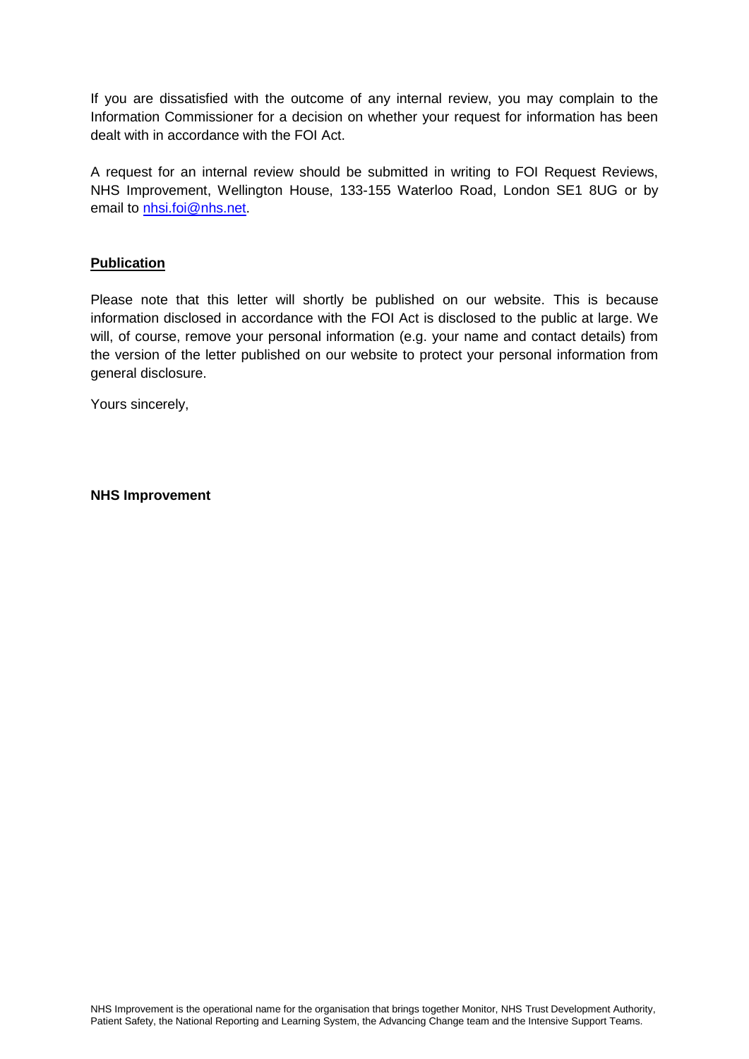If you are dissatisfied with the outcome of any internal review, you may complain to the Information Commissioner for a decision on whether your request for information has been dealt with in accordance with the FOI Act.

A request for an internal review should be submitted in writing to FOI Request Reviews, NHS Improvement, Wellington House, 133-155 Waterloo Road, London SE1 8UG or by email to nhsi.foi@nhs.net.

**Publication**

Please note that this letter will shortly be published on our website. This is because information disclosed in accordance with the FOI Act is disclosed to the public at large. We will, of course, remove your personal information (e.g. your name and contact details) from the version of the letter published on our website to protect your personal information from general disclosure.

Yours sincerely,

**NHS Improvement**

NHS Improvement is the operational name for the organisation that brings together Monitor, NHS Trust Development Authority, Patient Safety, the National Reporting and Learning System, the Advancing Change team and the Intensive Support Teams.